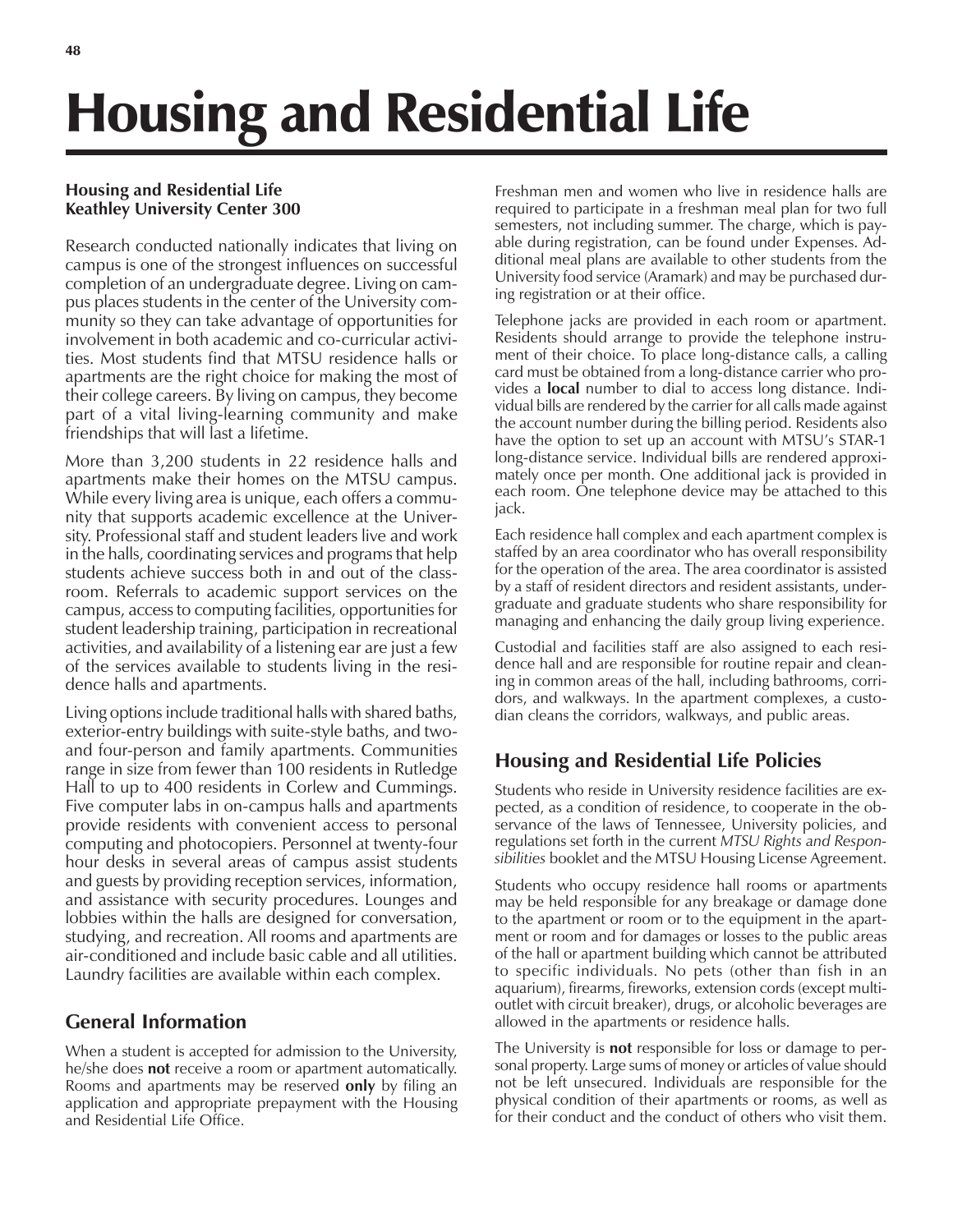# Housing and Residential Life

**Housing and Residential Life**
**Keathley University Center 300**

Research conducted nationally indicates that living on campus is one of the strongest influences on successful completion of an undergraduate degree. Living on campus places students in the center of the University community so they can take advantage of opportunities for involvement in both academic and co-curricular activities. Most students find that MTSU residence halls or apartments are the right choice for making the most of their college careers. By living on campus, they become part of a vital living-learning community and make friendships that will last a lifetime.

More than 3,200 students in 22 residence halls and apartments make their homes on the MTSU campus. While every living area is unique, each offers a community that supports academic excellence at the University. Professional staff and student leaders live and work in the halls, coordinating services and programs that help students achieve success both in and out of the classroom. Referrals to academic support services on the campus, access to computing facilities, opportunities for student leadership training, participation in recreational activities, and availability of a listening ear are just a few of the services available to students living in the residence halls and apartments.

Living options include traditional halls with shared baths, exterior-entry buildings with suite-style baths, and two- and four-person and family apartments. Communities range in size from fewer than 100 residents in Rutledge Hall to up to 400 residents in Corlew and Cummings. Five computer labs in on-campus halls and apartments provide residents with convenient access to personal computing and photocopiers. Personnel at twenty-four hour desks in several areas of campus assist students and guests by providing reception services, information, and assistance with security procedures. Lounges and lobbies within the halls are designed for conversation, studying, and recreation. All rooms and apartments are air-conditioned and include basic cable and all utilities. Laundry facilities are available within each complex.

## General Information

When a student is accepted for admission to the University, he/she does **not** receive a room or apartment automatically. Rooms and apartments may be reserved **only** by filing an application and appropriate prepayment with the Housing and Residential Life Office.

Freshman men and women who live in residence halls are required to participate in a freshman meal plan for two full semesters, not including summer. The charge, which is payable during registration, can be found under Expenses. Additional meal plans are available to other students from the University food service (Aramark) and may be purchased during registration or at their office.

Telephone jacks are provided in each room or apartment. Residents should arrange to provide the telephone instrument of their choice. To place long-distance calls, a calling card must be obtained from a long-distance carrier who provides a **local** number to dial to access long distance. Individual bills are rendered by the carrier for all calls made against the account number during the billing period. Residents also have the option to set up an account with MTSU's STAR-1 long-distance service. Individual bills are rendered approximately once per month. One additional jack is provided in each room. One telephone device may be attached to this jack.

Each residence hall complex and each apartment complex is staffed by an area coordinator who has overall responsibility for the operation of the area. The area coordinator is assisted by a staff of resident directors and resident assistants, undergraduate and graduate students who share responsibility for managing and enhancing the daily group living experience.

Custodial and facilities staff are also assigned to each residence hall and are responsible for routine repair and cleaning in common areas of the hall, including bathrooms, corridors, and walkways. In the apartment complexes, a custodian cleans the corridors, walkways, and public areas.

## Housing and Residential Life Policies

Students who reside in University residence facilities are expected, as a condition of residence, to cooperate in the observance of the laws of Tennessee, University policies, and regulations set forth in the current *MTSU Rights and Responsibilities* booklet and the MTSU Housing License Agreement.

Students who occupy residence hall rooms or apartments may be held responsible for any breakage or damage done to the apartment or room or to the equipment in the apartment or room and for damages or losses to the public areas of the hall or apartment building which cannot be attributed to specific individuals. No pets (other than fish in an aquarium), firearms, fireworks, extension cords (except multi-outlet with circuit breaker), drugs, or alcoholic beverages are allowed in the apartments or residence halls.

The University is **not** responsible for loss or damage to personal property. Large sums of money or articles of value should not be left unsecured. Individuals are responsible for the physical condition of their apartments or rooms, as well as for their conduct and the conduct of others who visit them.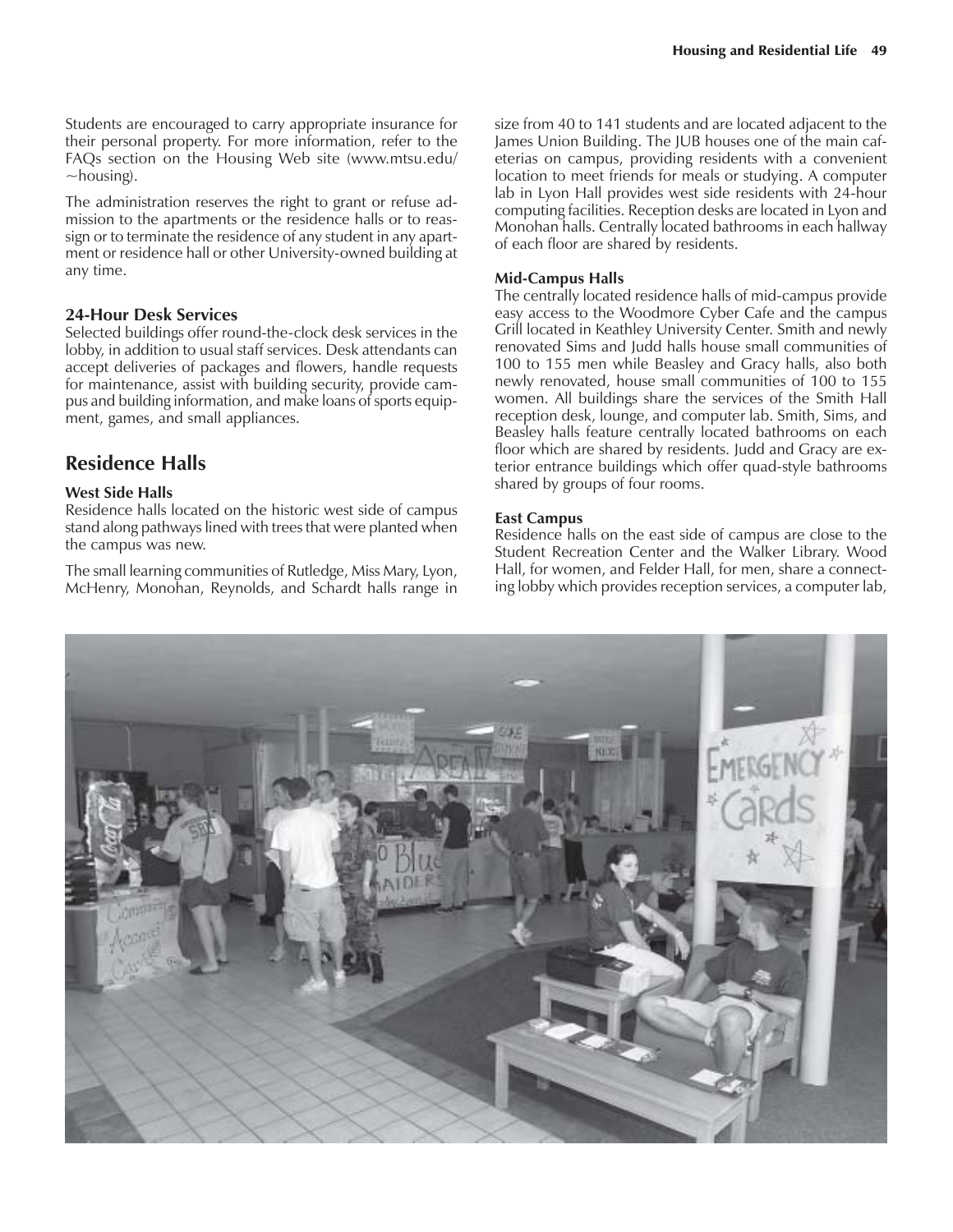Students are encouraged to carry appropriate insurance for their personal property. For more information, refer to the FAQs section on the Housing Web site (www.mtsu.edu/~housing).

The administration reserves the right to grant or refuse admission to the apartments or the residence halls or to reassign or to terminate the residence of any student in any apartment or residence hall or other University-owned building at any time.

### 24-Hour Desk Services

Selected buildings offer round-the-clock desk services in the lobby, in addition to usual staff services. Desk attendants can accept deliveries of packages and flowers, handle requests for maintenance, assist with building security, provide campus and building information, and make loans of sports equipment, games, and small appliances.

## Residence Halls

### West Side Halls

Residence halls located on the historic west side of campus stand along pathways lined with trees that were planted when the campus was new.

The small learning communities of Rutledge, Miss Mary, Lyon, McHenry, Monohan, Reynolds, and Schardt halls range in size from 40 to 141 students and are located adjacent to the James Union Building. The JUB houses one of the main cafeterias on campus, providing residents with a convenient location to meet friends for meals or studying. A computer lab in Lyon Hall provides west side residents with 24-hour computing facilities. Reception desks are located in Lyon and Monohan halls. Centrally located bathrooms in each hallway of each floor are shared by residents.

### Mid-Campus Halls

The centrally located residence halls of mid-campus provide easy access to the Woodmore Cyber Cafe and the campus Grill located in Keathley University Center. Smith and newly renovated Sims and Judd halls house small communities of 100 to 155 men while Beasley and Gracy halls, also both newly renovated, house small communities of 100 to 155 women. All buildings share the services of the Smith Hall reception desk, lounge, and computer lab. Smith, Sims, and Beasley halls feature centrally located bathrooms on each floor which are shared by residents. Judd and Gracy are exterior entrance buildings which offer quad-style bathrooms shared by groups of four rooms.

### East Campus

Residence halls on the east side of campus are close to the Student Recreation Center and the Walker Library. Wood Hall, for women, and Felder Hall, for men, share a connecting lobby which provides reception services, a computer lab,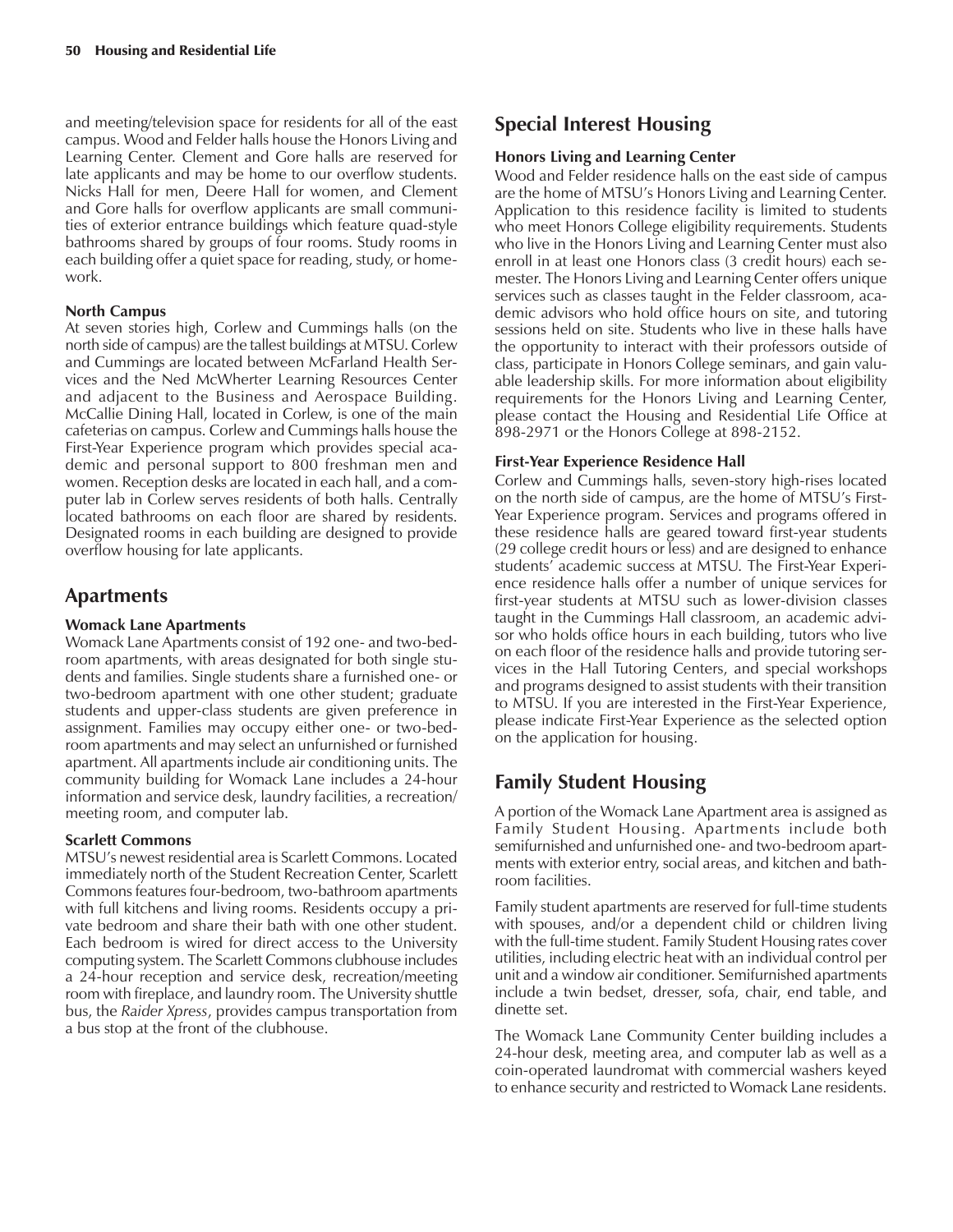and meeting/television space for residents for all of the east campus. Wood and Felder halls house the Honors Living and Learning Center. Clement and Gore halls are reserved for late applicants and may be home to our overflow students. Nicks Hall for men, Deere Hall for women, and Clement and Gore halls for overflow applicants are small communities of exterior entrance buildings which feature quad-style bathrooms shared by groups of four rooms. Study rooms in each building offer a quiet space for reading, study, or homework.

**North Campus**

At seven stories high, Corlew and Cummings halls (on the north side of campus) are the tallest buildings at MTSU. Corlew and Cummings are located between McFarland Health Services and the Ned McWherter Learning Resources Center and adjacent to the Business and Aerospace Building. McCallie Dining Hall, located in Corlew, is one of the main cafeterias on campus. Corlew and Cummings halls house the First-Year Experience program which provides special academic and personal support to 800 freshman men and women. Reception desks are located in each hall, and a computer lab in Corlew serves residents of both halls. Centrally located bathrooms on each floor are shared by residents. Designated rooms in each building are designed to provide overflow housing for late applicants.

## Apartments

**Womack Lane Apartments**

Womack Lane Apartments consist of 192 one- and two-bedroom apartments, with areas designated for both single students and families. Single students share a furnished one- or two-bedroom apartment with one other student; graduate students and upper-class students are given preference in assignment. Families may occupy either one- or two-bedroom apartments and may select an unfurnished or furnished apartment. All apartments include air conditioning units. The community building for Womack Lane includes a 24-hour information and service desk, laundry facilities, a recreation/meeting room, and computer lab.

**Scarlett Commons**

MTSU's newest residential area is Scarlett Commons. Located immediately north of the Student Recreation Center, Scarlett Commons features four-bedroom, two-bathroom apartments with full kitchens and living rooms. Residents occupy a private bedroom and share their bath with one other student. Each bedroom is wired for direct access to the University computing system. The Scarlett Commons clubhouse includes a 24-hour reception and service desk, recreation/meeting room with fireplace, and laundry room. The University shuttle bus, the *Raider Xpress*, provides campus transportation from a bus stop at the front of the clubhouse.

## Special Interest Housing

**Honors Living and Learning Center**

Wood and Felder residence halls on the east side of campus are the home of MTSU's Honors Living and Learning Center. Application to this residence facility is limited to students who meet Honors College eligibility requirements. Students who live in the Honors Living and Learning Center must also enroll in at least one Honors class (3 credit hours) each semester. The Honors Living and Learning Center offers unique services such as classes taught in the Felder classroom, academic advisors who hold office hours on site, and tutoring sessions held on site. Students who live in these halls have the opportunity to interact with their professors outside of class, participate in Honors College seminars, and gain valuable leadership skills. For more information about eligibility requirements for the Honors Living and Learning Center, please contact the Housing and Residential Life Office at 898-2971 or the Honors College at 898-2152.

**First-Year Experience Residence Hall**

Corlew and Cummings halls, seven-story high-rises located on the north side of campus, are the home of MTSU's First-Year Experience program. Services and programs offered in these residence halls are geared toward first-year students (29 college credit hours or less) and are designed to enhance students' academic success at MTSU. The First-Year Experience residence halls offer a number of unique services for first-year students at MTSU such as lower-division classes taught in the Cummings Hall classroom, an academic advisor who holds office hours in each building, tutors who live on each floor of the residence halls and provide tutoring services in the Hall Tutoring Centers, and special workshops and programs designed to assist students with their transition to MTSU. If you are interested in the First-Year Experience, please indicate First-Year Experience as the selected option on the application for housing.

## Family Student Housing

A portion of the Womack Lane Apartment area is assigned as Family Student Housing. Apartments include both semifurnished and unfurnished one- and two-bedroom apartments with exterior entry, social areas, and kitchen and bathroom facilities.

Family student apartments are reserved for full-time students with spouses, and/or a dependent child or children living with the full-time student. Family Student Housing rates cover utilities, including electric heat with an individual control per unit and a window air conditioner. Semifurnished apartments include a twin bedset, dresser, sofa, chair, end table, and dinette set.

The Womack Lane Community Center building includes a 24-hour desk, meeting area, and computer lab as well as a coin-operated laundromat with commercial washers keyed to enhance security and restricted to Womack Lane residents.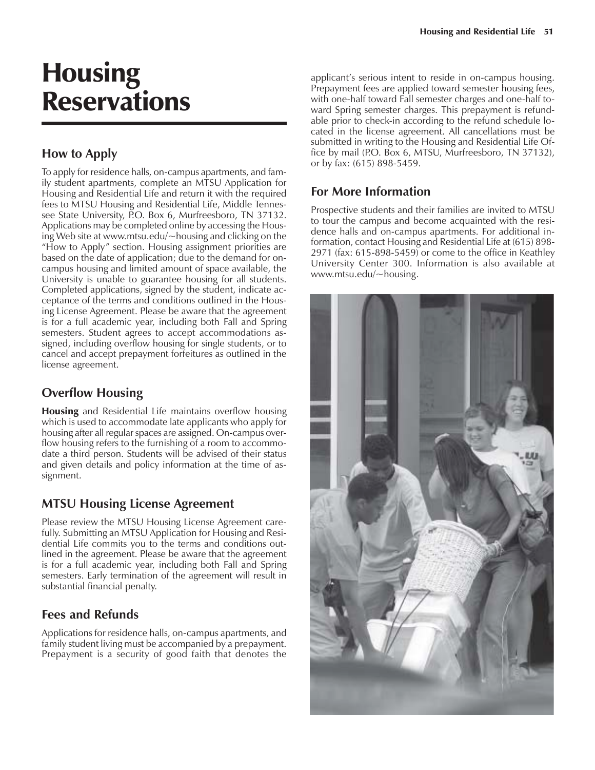# Housing Reservations

## How to Apply

To apply for residence halls, on-campus apartments, and family student apartments, complete an MTSU Application for Housing and Residential Life and return it with the required fees to MTSU Housing and Residential Life, Middle Tennessee State University, P.O. Box 6, Murfreesboro, TN 37132. Applications may be completed online by accessing the Housing Web site at www.mtsu.edu/~housing and clicking on the "How to Apply" section. Housing assignment priorities are based on the date of application; due to the demand for on-campus housing and limited amount of space available, the University is unable to guarantee housing for all students. Completed applications, signed by the student, indicate acceptance of the terms and conditions outlined in the Housing License Agreement. Please be aware that the agreement is for a full academic year, including both Fall and Spring semesters. Student agrees to accept accommodations assigned, including overflow housing for single students, or to cancel and accept prepayment forfeitures as outlined in the license agreement.

## Overflow Housing

**Housing** and Residential Life maintains overflow housing which is used to accommodate late applicants who apply for housing after all regular spaces are assigned. On-campus overflow housing refers to the furnishing of a room to accommodate a third person. Students will be advised of their status and given details and policy information at the time of assignment.

## MTSU Housing License Agreement

Please review the MTSU Housing License Agreement carefully. Submitting an MTSU Application for Housing and Residential Life commits you to the terms and conditions outlined in the agreement. Please be aware that the agreement is for a full academic year, including both Fall and Spring semesters. Early termination of the agreement will result in substantial financial penalty.

## Fees and Refunds

Applications for residence halls, on-campus apartments, and family student living must be accompanied by a prepayment. Prepayment is a security of good faith that denotes the applicant's serious intent to reside in on-campus housing. Prepayment fees are applied toward semester housing fees, with one-half toward Fall semester charges and one-half toward Spring semester charges. This prepayment is refundable prior to check-in according to the refund schedule located in the license agreement. All cancellations must be submitted in writing to the Housing and Residential Life Office by mail (P.O. Box 6, MTSU, Murfreesboro, TN 37132), or by fax: (615) 898-5459.

## For More Information

Prospective students and their families are invited to MTSU to tour the campus and become acquainted with the residence halls and on-campus apartments. For additional information, contact Housing and Residential Life at (615) 898-2971 (fax: 615-898-5459) or come to the office in Keathley University Center 300. Information is also available at www.mtsu.edu/~housing.